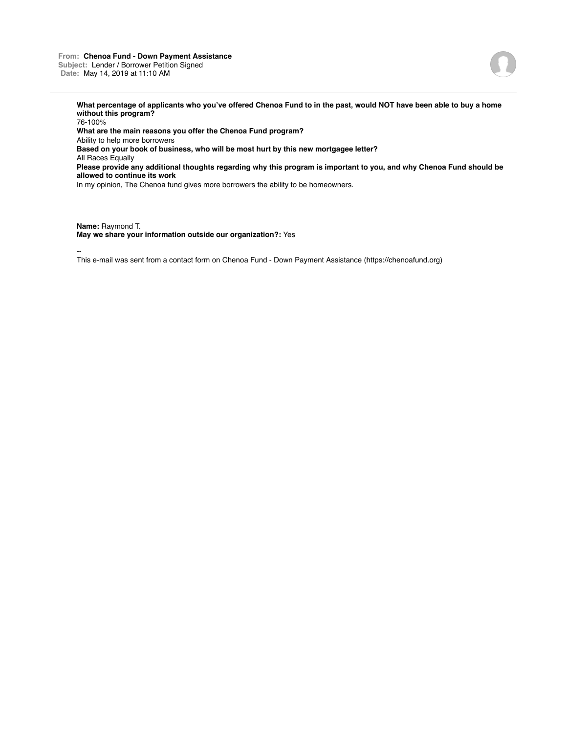**From:** **Chenoa Fund - Down Payment Assistance**
**Subject:** Lender / Borrower Petition Signed
**Date:** May 14, 2019 at 11:10 AM

**What percentage of applicants who you've offered Chenoa Fund to in the past, would NOT have been able to buy a home without this program?**
76-100%
**What are the main reasons you offer the Chenoa Fund program?**
Ability to help more borrowers
**Based on your book of business, who will be most hurt by this new mortgagee letter?**
All Races Equally
**Please provide any additional thoughts regarding why this program is important to you, and why Chenoa Fund should be allowed to continue its work**
In my opinion, The Chenoa fund gives more borrowers the ability to be homeowners.

**Name:** Raymond T.
**May we share your information outside our organization?:** Yes

--
This e-mail was sent from a contact form on Chenoa Fund - Down Payment Assistance (https://chenoafund.org)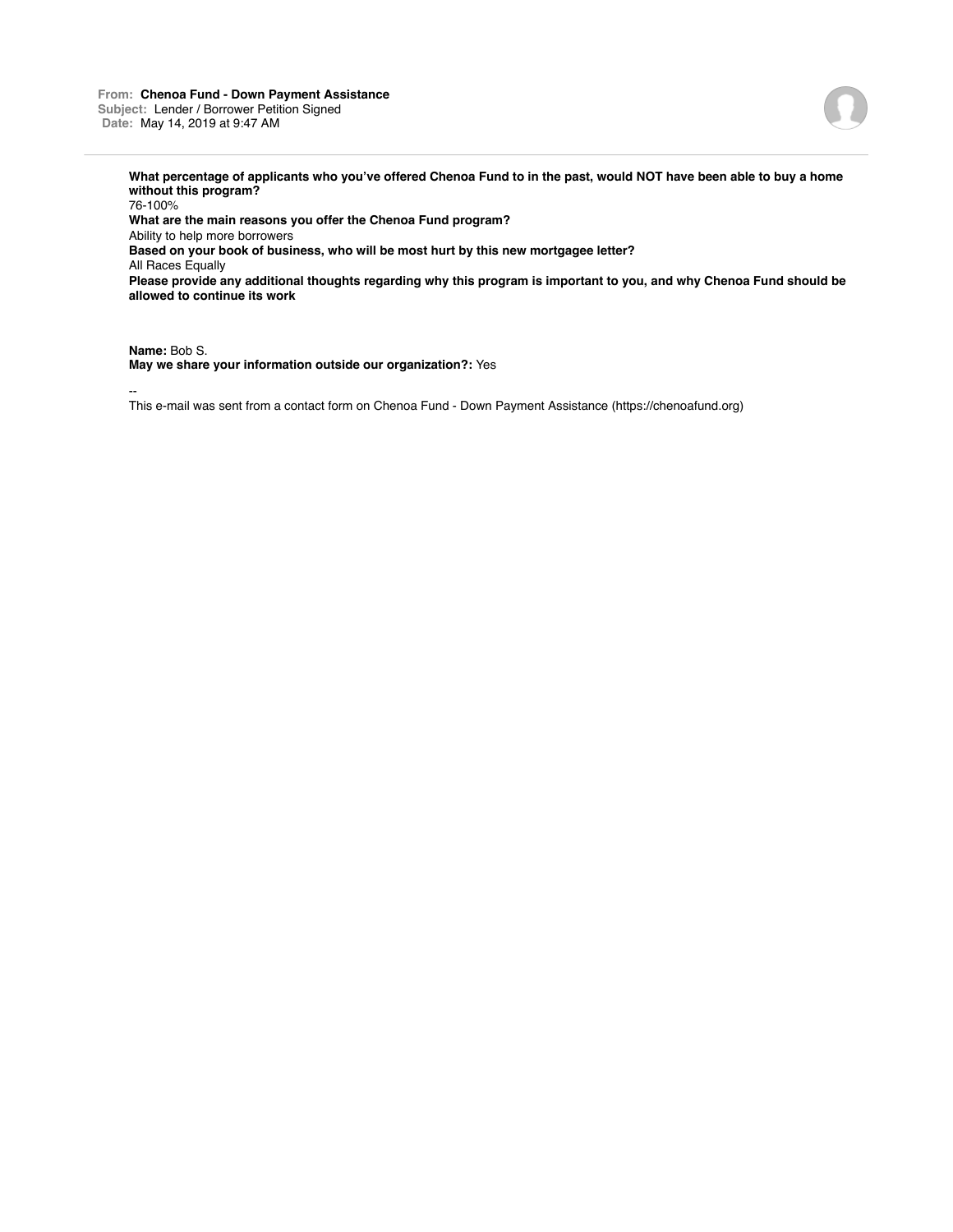**From:** **Chenoa Fund - Down Payment Assistance**
**Subject:** Lender / Borrower Petition Signed
**Date:** May 14, 2019 at 9:47 AM

**What percentage of applicants who you've offered Chenoa Fund to in the past, would NOT have been able to buy a home without this program?**
76-100%
**What are the main reasons you offer the Chenoa Fund program?**
Ability to help more borrowers
**Based on your book of business, who will be most hurt by this new mortgagee letter?**
All Races Equally
**Please provide any additional thoughts regarding why this program is important to you, and why Chenoa Fund should be allowed to continue its work**

**Name:** Bob S.
**May we share your information outside our organization?:** Yes

--
This e-mail was sent from a contact form on Chenoa Fund - Down Payment Assistance (https://chenoafund.org)